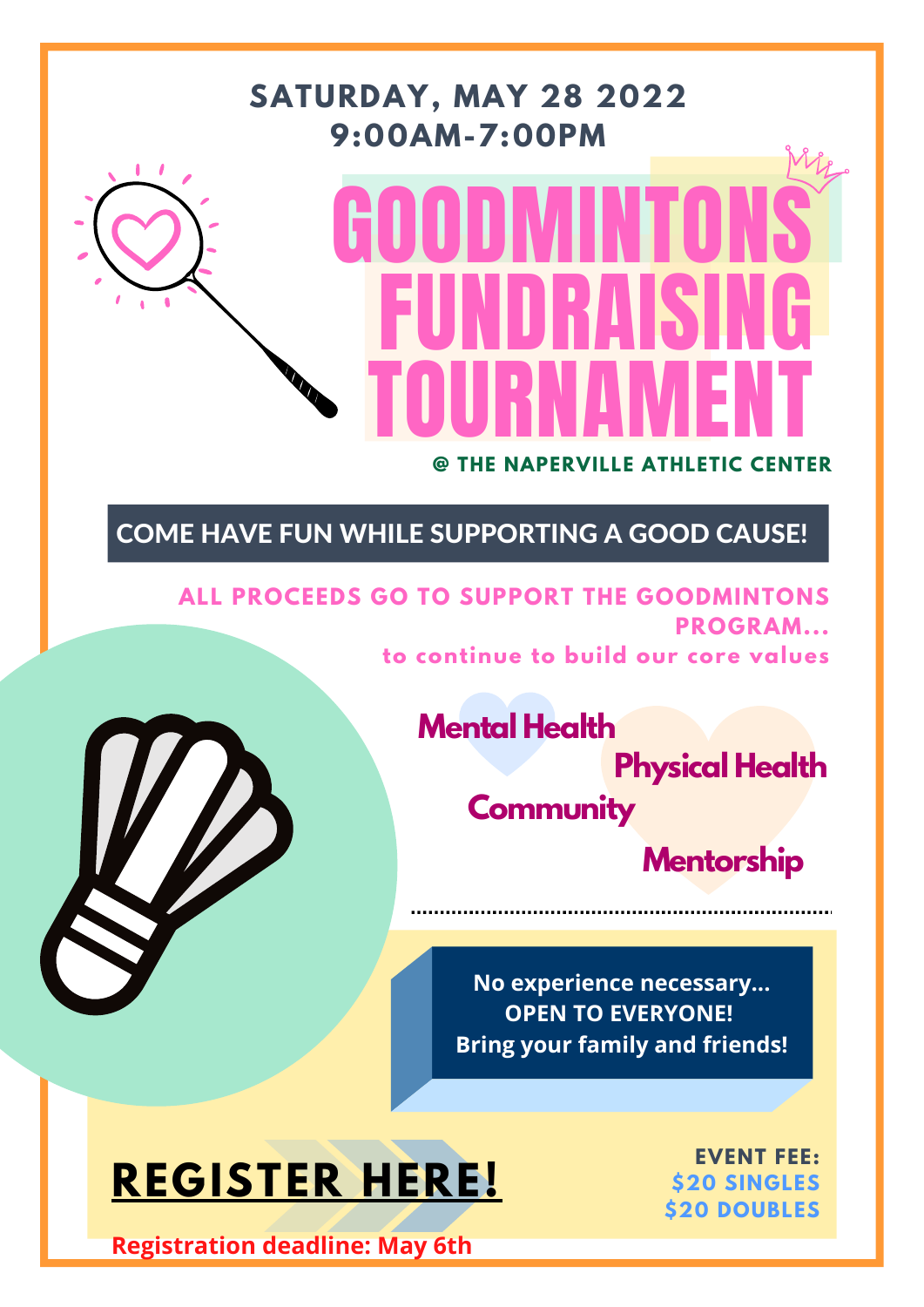**SATURDAY, MAY 28 2022**
**9:00AM-7:00PM**

# GOODMINTONS FUNDRAISING TOURNAMENT

**@ THE NAPERVILLE ATHLETIC CENTER**

## COME HAVE FUN WHILE SUPPORTING A GOOD CAUSE!

**ALL PROCEEDS GO TO SUPPORT THE GOODMINTONS PROGRAM...**
**to continue to build our core values**

- **Mental Health**
- **Physical Health**
- **Community**
- **Mentorship**

---

**No experience necessary...**
**OPEN TO EVERYONE!**
**Bring your family and friends!**

## REGISTER HERE!

**EVENT FEE:**
**$20 SINGLES**
**$20 DOUBLES**

**Registration deadline: May 6th**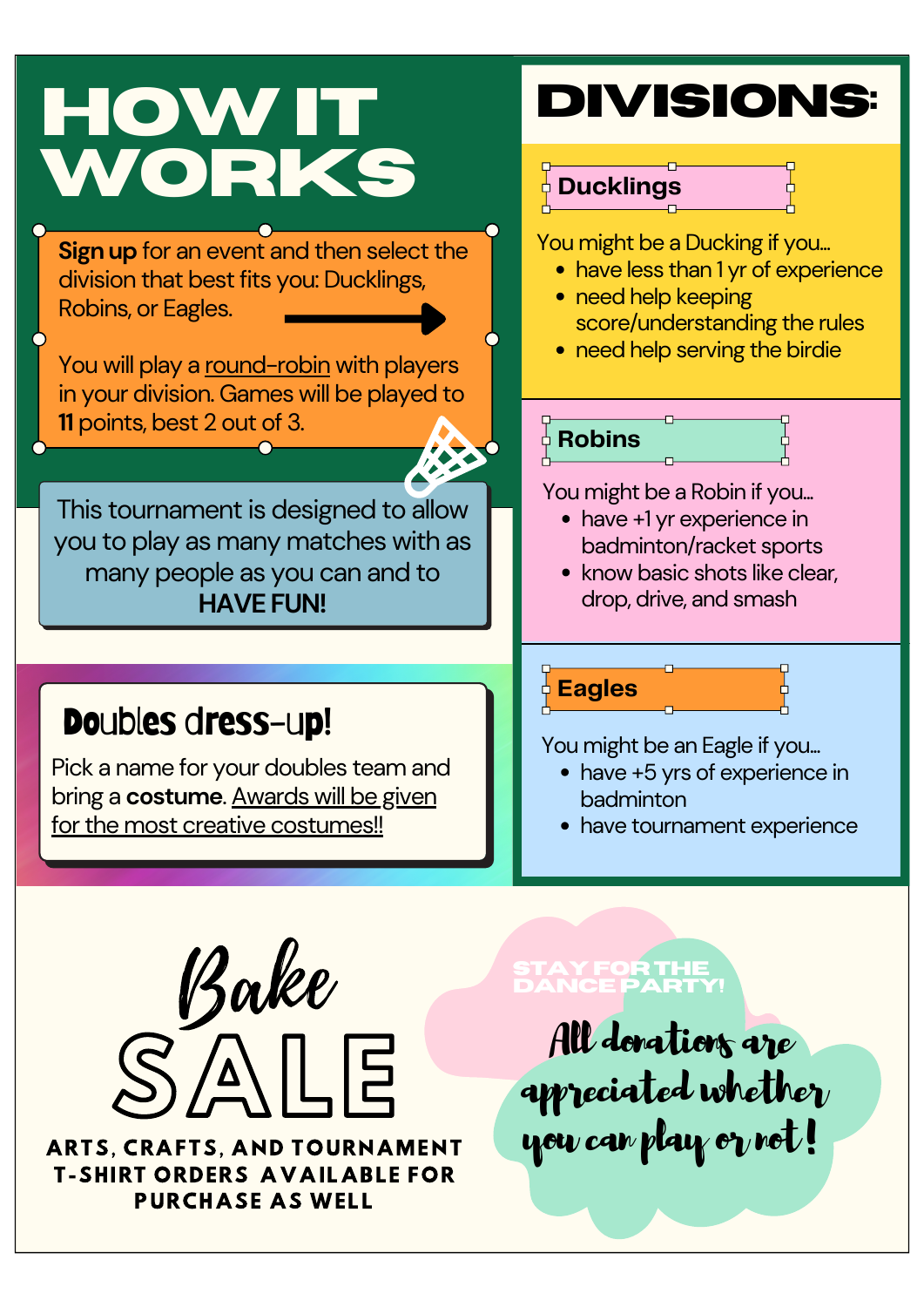# HOW IT WORKS

**Sign up** for an event and then select the division that best fits you: Ducklings, Robins, or Eagles.

You will play a round-robin with players in your division. Games will be played to **11** points, best 2 out of 3.

This tournament is designed to allow you to play as many matches with as many people as you can and to **HAVE FUN!**

## Doubles dress-up!

Pick a name for your doubles team and bring a **costume**. Awards will be given for the most creative costumes!!

# DIVISIONS:

### Ducklings

You might be a Ducking if you...

- have less than 1 yr of experience
- need help keeping score/understanding the rules
- need help serving the birdie

### Robins

You might be a Robin if you...

- have +1 yr experience in badminton/racket sports
- know basic shots like clear, drop, drive, and smash

### Eagles

You might be an Eagle if you...

- have +5 yrs of experience in badminton
- have tournament experience

# Bake SALE

ARTS, CRAFTS, AND TOURNAMENT T-SHIRT ORDERS AVAILABLE FOR PURCHASE AS WELL

STAY FOR THE DANCE PARTY!

*All donations are appreciated whether you can play or not!*